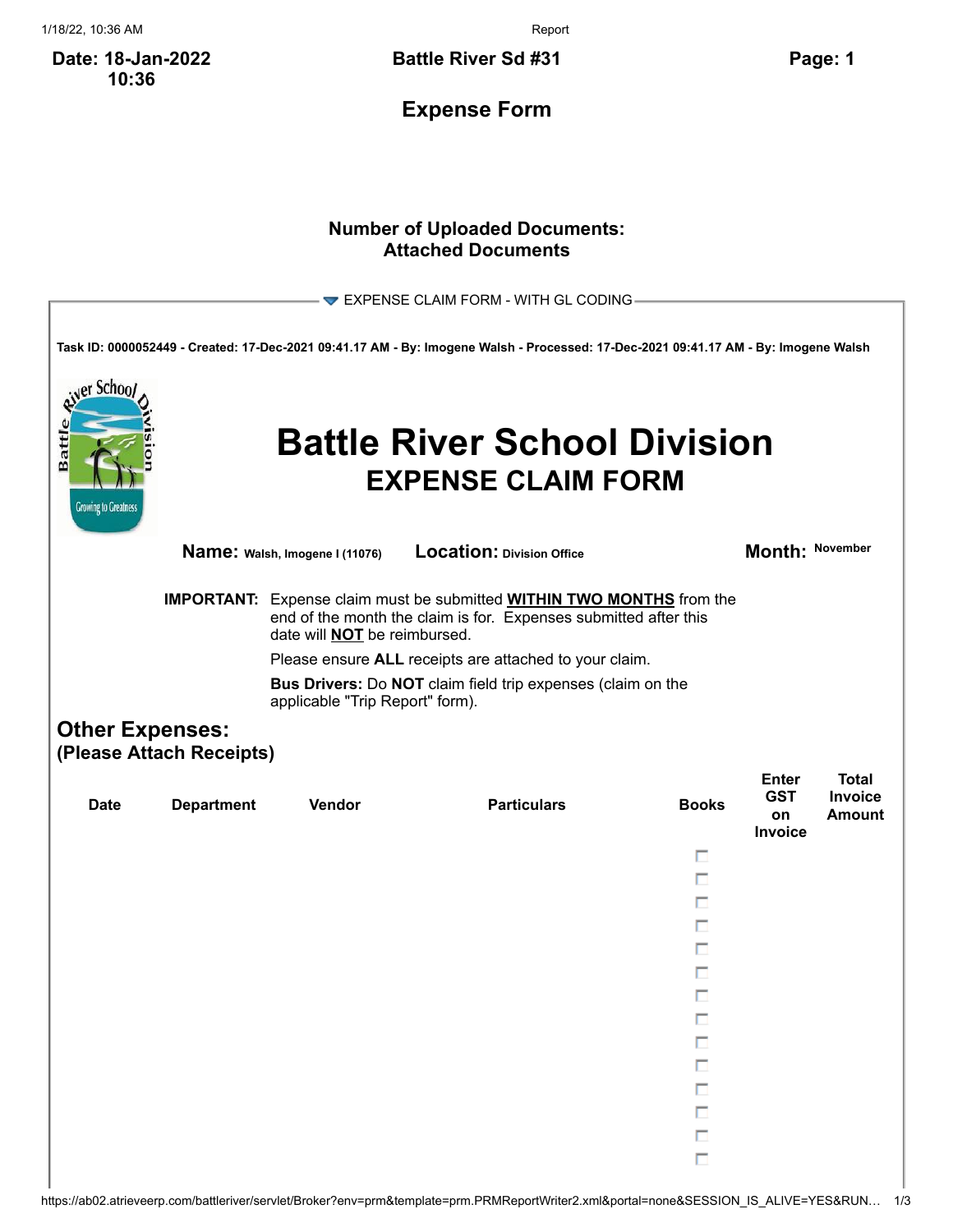**Date: 18-Jan-2022 10:36**

**Battle River Sd #31**

## Expense Form

**Number of Uploaded Documents:**
**Attached Documents**

▼ EXPENSE CLAIM FORM - WITH GL CODING

**Task ID: 0000052449 - Created: 17-Dec-2021 09:41.17 AM - By: Imogene Walsh - Processed: 17-Dec-2021 09:41.17 AM - By: Imogene Walsh**

# Battle River School Division
## EXPENSE CLAIM FORM

**Name:** Walsh, Imogene I (11076) **Location:** Division Office **Month:** November

**IMPORTANT:** Expense claim must be submitted **WITHIN TWO MONTHS** from the end of the month the claim is for. Expenses submitted after this date will **NOT** be reimbursed.

Please ensure **ALL** receipts are attached to your claim.

**Bus Drivers:** Do **NOT** claim field trip expenses (claim on the applicable "Trip Report" form).

## Other Expenses:
**(Please Attach Receipts)**

| Date | Department | Vendor | Particulars | Books | Enter GST on Invoice | Total Invoice Amount |
|---|---|---|---|---|---|---|
| | | | | ☐ | | |
| | | | | ☐ | | |
| | | | | ☐ | | |
| | | | | ☐ | | |
| | | | | ☐ | | |
| | | | | ☐ | | |
| | | | | ☐ | | |
| | | | | ☐ | | |
| | | | | ☐ | | |
| | | | | ☐ | | |
| | | | | ☐ | | |
| | | | | ☐ | | |
| | | | | ☐ | | |
| | | | | ☐ | | |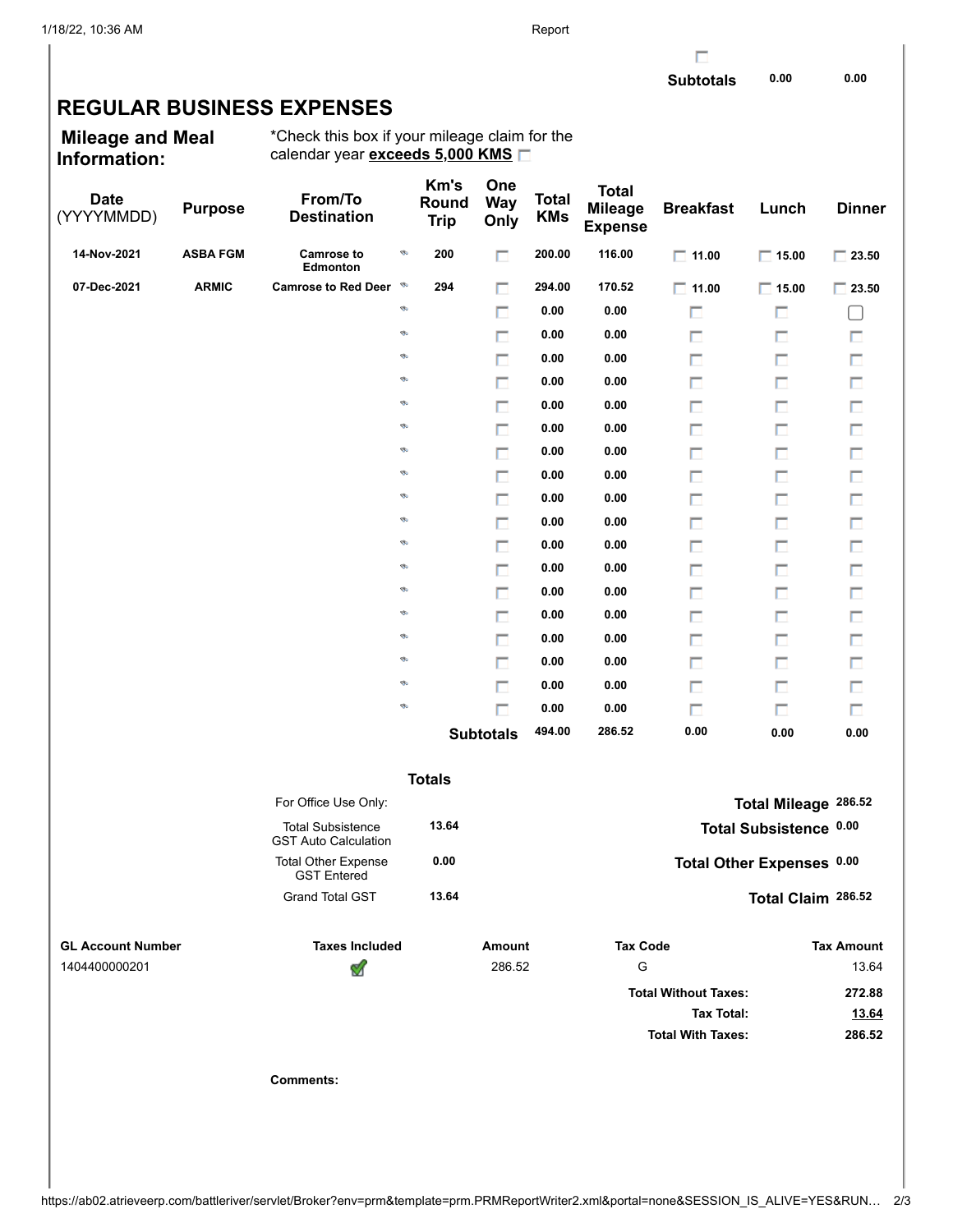| | | |
|---|---|---|
| **Subtotals** | 0.00 | 0.00 |

# REGULAR BUSINESS EXPENSES

**Mileage and Meal Information:**

*Check this box if your mileage claim for the calendar year **exceeds 5,000 KMS** ☐

| Date (YYYYMMDD) | Purpose | From/To Destination | Km's Round Trip | One Way Only | Total KMs | Total Mileage Expense | Breakfast | Lunch | Dinner |
|---|---|---|---|---|---|---|---|---|---|
| 14-Nov-2021 | ASBA FGM | Camrose to Edmonton | 200 | ☐ | 200.00 | 116.00 | ☐ 11.00 | ☐ 15.00 | ☐ 23.50 |
| 07-Dec-2021 | ARMIC | Camrose to Red Deer | 294 | ☐ | 294.00 | 170.52 | ☐ 11.00 | ☐ 15.00 | ☐ 23.50 |
| | | | | ☐ | 0.00 | 0.00 | ☐ | ☐ | ☐ |
| | | | | ☐ | 0.00 | 0.00 | ☐ | ☐ | ☐ |
| | | | | ☐ | 0.00 | 0.00 | ☐ | ☐ | ☐ |
| | | | | ☐ | 0.00 | 0.00 | ☐ | ☐ | ☐ |
| | | | | ☐ | 0.00 | 0.00 | ☐ | ☐ | ☐ |
| | | | | ☐ | 0.00 | 0.00 | ☐ | ☐ | ☐ |
| | | | | ☐ | 0.00 | 0.00 | ☐ | ☐ | ☐ |
| | | | | ☐ | 0.00 | 0.00 | ☐ | ☐ | ☐ |
| | | | | ☐ | 0.00 | 0.00 | ☐ | ☐ | ☐ |
| | | | | ☐ | 0.00 | 0.00 | ☐ | ☐ | ☐ |
| | | | | ☐ | 0.00 | 0.00 | ☐ | ☐ | ☐ |
| | | | | ☐ | 0.00 | 0.00 | ☐ | ☐ | ☐ |
| | | | | ☐ | 0.00 | 0.00 | ☐ | ☐ | ☐ |
| | | | | ☐ | 0.00 | 0.00 | ☐ | ☐ | ☐ |
| | | | | ☐ | 0.00 | 0.00 | ☐ | ☐ | ☐ |
| | | | | ☐ | 0.00 | 0.00 | ☐ | ☐ | ☐ |
| | | | | ☐ | 0.00 | 0.00 | ☐ | ☐ | ☐ |
| | | | | ☐ | 0.00 | 0.00 | ☐ | ☐ | ☐ |
| | | | | **Subtotals** | 494.00 | 286.52 | 0.00 | 0.00 | 0.00 |

**Totals**

| For Office Use Only: | | | |
|---|---|---|---|
| Total Subsistence GST Auto Calculation | 13.64 | **Total Mileage** | 286.52 |
| Total Other Expense GST Entered | 0.00 | **Total Subsistence** | 0.00 |
| Grand Total GST | 13.64 | **Total Other Expenses** | 0.00 |
| | | **Total Claim** | 286.52 |

| GL Account Number | Taxes Included | Amount | Tax Code | Tax Amount |
|---|---|---|---|---|
| 1404400000201 | ✔ | 286.52 | G | 13.64 |
| | | | **Total Without Taxes:** | 272.88 |
| | | | **Tax Total:** | 13.64 |
| | | | **Total With Taxes:** | 286.52 |

**Comments:**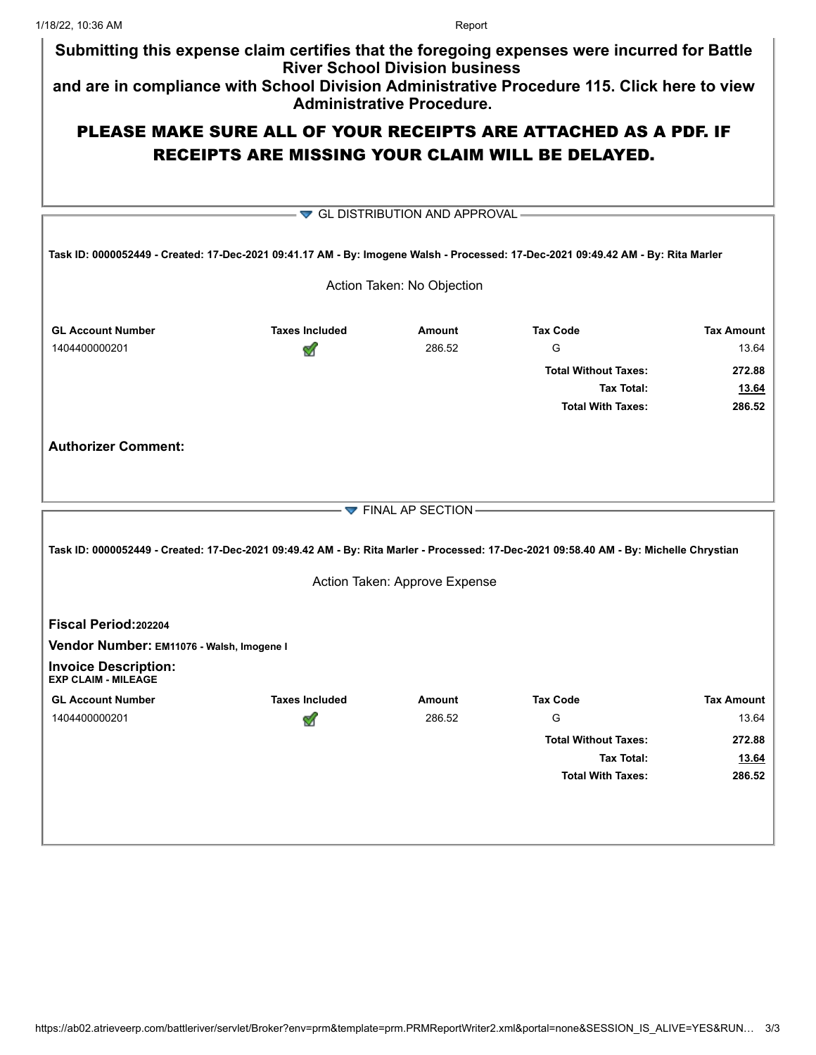**Submitting this expense claim certifies that the foregoing expenses were incurred for Battle River School Division business and are in compliance with School Division Administrative Procedure 115. Click here to view Administrative Procedure.**

## PLEASE MAKE SURE ALL OF YOUR RECEIPTS ARE ATTACHED AS A PDF. IF RECEIPTS ARE MISSING YOUR CLAIM WILL BE DELAYED.

### GL DISTRIBUTION AND APPROVAL

**Task ID: 0000052449 - Created: 17-Dec-2021 09:41.17 AM - By: Imogene Walsh - Processed: 17-Dec-2021 09:49.42 AM - By: Rita Marler**

Action Taken: No Objection

| GL Account Number | Taxes Included | Amount | Tax Code | Tax Amount |
|---|---|---|---|---|
| 1404400000201 | ✓ | 286.52 | G | 13.64 |
| | | | **Total Without Taxes:** | **272.88** |
| | | | **Tax Total:** | **13.64** |
| | | | **Total With Taxes:** | **286.52** |

**Authorizer Comment:**

### FINAL AP SECTION

**Task ID: 0000052449 - Created: 17-Dec-2021 09:49.42 AM - By: Rita Marler - Processed: 17-Dec-2021 09:58.40 AM - By: Michelle Chrystian**

Action Taken: Approve Expense

**Fiscal Period:202204**

**Vendor Number: EM11076 - Walsh, Imogene I**

**Invoice Description:**
**EXP CLAIM - MILEAGE**

| GL Account Number | Taxes Included | Amount | Tax Code | Tax Amount |
|---|---|---|---|---|
| 1404400000201 | ✓ | 286.52 | G | 13.64 |
| | | | **Total Without Taxes:** | **272.88** |
| | | | **Tax Total:** | **13.64** |
| | | | **Total With Taxes:** | **286.52** |